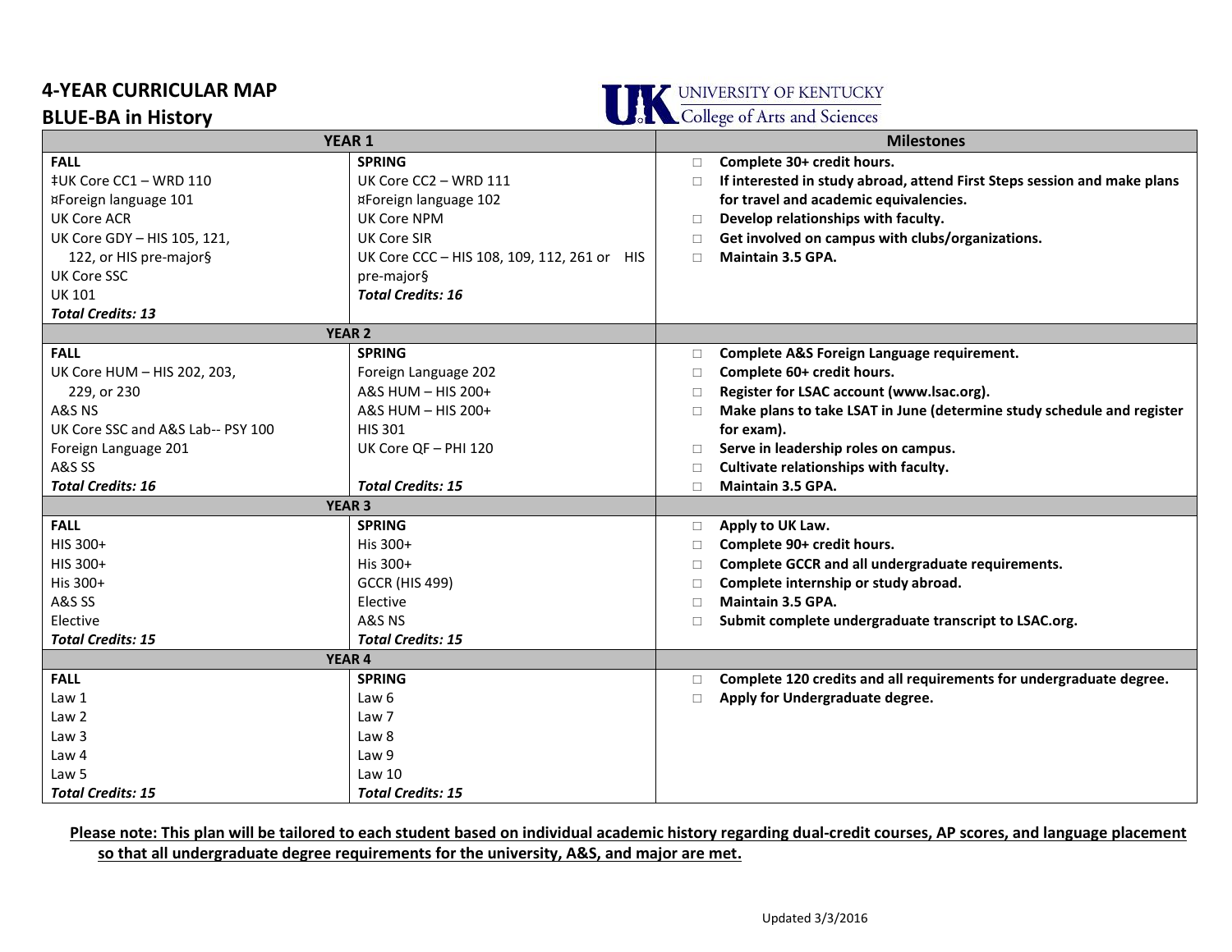# 4-YEAR CURRICULAR MAP

## BLUE-BA in History

UNIVERSITY OF KENTUCKY
College of Arts and Sciences

| YEAR 1 | | Milestones |
|---|---|---|
| **FALL**<br>‡UK Core CC1 – WRD 110<br>¤Foreign language 101<br>UK Core ACR<br>UK Core GDY – HIS 105, 121, 122, or HIS pre-major§<br>UK Core SSC<br>UK 101<br>***Total Credits: 13*** | **SPRING**<br>UK Core CC2 – WRD 111<br>¤Foreign language 102<br>UK Core NPM<br>UK Core SIR<br>UK Core CCC – HIS 108, 109, 112, 261 or HIS pre-major§<br>***Total Credits: 16*** | □ **Complete 30+ credit hours.**<br>□ **If interested in study abroad, attend First Steps session and make plans for travel and academic equivalencies.**<br>□ **Develop relationships with faculty.**<br>□ **Get involved on campus with clubs/organizations.**<br>□ **Maintain 3.5 GPA.** |
| **YEAR 2** | | |
| **FALL**<br>UK Core HUM – HIS 202, 203, 229, or 230<br>A&S NS<br>UK Core SSC and A&S Lab-- PSY 100<br>Foreign Language 201<br>A&S SS<br>***Total Credits: 16*** | **SPRING**<br>Foreign Language 202<br>A&S HUM – HIS 200+<br>A&S HUM – HIS 200+<br>HIS 301<br>UK Core QF – PHI 120<br>***Total Credits: 15*** | □ **Complete A&S Foreign Language requirement.**<br>□ **Complete 60+ credit hours.**<br>□ **Register for LSAC account (www.lsac.org).**<br>□ **Make plans to take LSAT in June (determine study schedule and register for exam).**<br>□ **Serve in leadership roles on campus.**<br>□ **Cultivate relationships with faculty.**<br>□ **Maintain 3.5 GPA.** |
| **YEAR 3** | | |
| **FALL**<br>HIS 300+<br>HIS 300+<br>His 300+<br>A&S SS<br>Elective<br>***Total Credits: 15*** | **SPRING**<br>His 300+<br>His 300+<br>GCCR (HIS 499)<br>Elective<br>A&S NS<br>***Total Credits: 15*** | □ **Apply to UK Law.**<br>□ **Complete 90+ credit hours.**<br>□ **Complete GCCR and all undergraduate requirements.**<br>□ **Complete internship or study abroad.**<br>□ **Maintain 3.5 GPA.**<br>□ **Submit complete undergraduate transcript to LSAC.org.** |
| **YEAR 4** | | |
| **FALL**<br>Law 1<br>Law 2<br>Law 3<br>Law 4<br>Law 5<br>***Total Credits: 15*** | **SPRING**<br>Law 6<br>Law 7<br>Law 8<br>Law 9<br>Law 10<br>***Total Credits: 15*** | □ **Complete 120 credits and all requirements for undergraduate degree.**<br>□ **Apply for Undergraduate degree.** |

**Please note: This plan will be tailored to each student based on individual academic history regarding dual-credit courses, AP scores, and language placement so that all undergraduate degree requirements for the university, A&S, and major are met.**

Updated 3/3/2016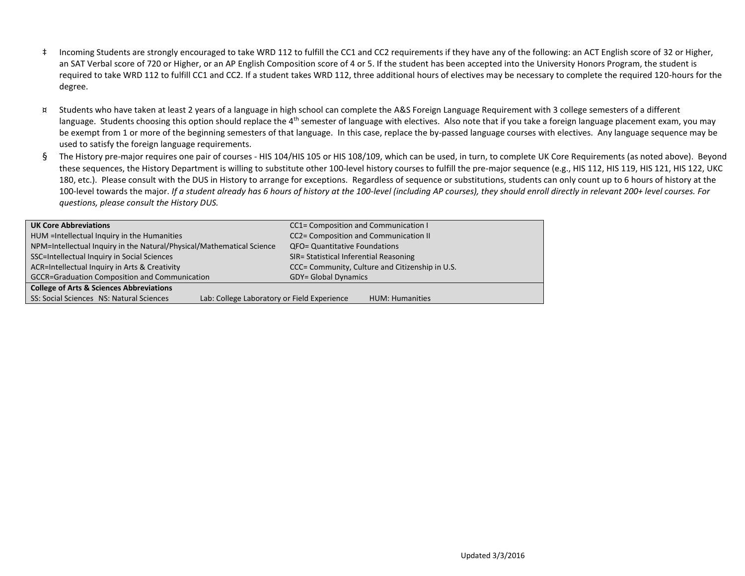‡ Incoming Students are strongly encouraged to take WRD 112 to fulfill the CC1 and CC2 requirements if they have any of the following: an ACT English score of 32 or Higher, an SAT Verbal score of 720 or Higher, or an AP English Composition score of 4 or 5. If the student has been accepted into the University Honors Program, the student is required to take WRD 112 to fulfill CC1 and CC2. If a student takes WRD 112, three additional hours of electives may be necessary to complete the required 120-hours for the degree.

¤ Students who have taken at least 2 years of a language in high school can complete the A&S Foreign Language Requirement with 3 college semesters of a different language. Students choosing this option should replace the 4th semester of language with electives. Also note that if you take a foreign language placement exam, you may be exempt from 1 or more of the beginning semesters of that language. In this case, replace the by-passed language courses with electives. Any language sequence may be used to satisfy the foreign language requirements.

§ The History pre-major requires one pair of courses - HIS 104/HIS 105 or HIS 108/109, which can be used, in turn, to complete UK Core Requirements (as noted above). Beyond these sequences, the History Department is willing to substitute other 100-level history courses to fulfill the pre-major sequence (e.g., HIS 112, HIS 119, HIS 121, HIS 122, UKC 180, etc.). Please consult with the DUS in History to arrange for exceptions. Regardless of sequence or substitutions, students can only count up to 6 hours of history at the 100-level towards the major. *If a student already has 6 hours of history at the 100-level (including AP courses), they should enroll directly in relevant 200+ level courses. For questions, please consult the History DUS.*

| | |
|---|---|
| **UK Core Abbreviations** | CC1= Composition and Communication I |
| HUM =Intellectual Inquiry in the Humanities | CC2= Composition and Communication II |
| NPM=Intellectual Inquiry in the Natural/Physical/Mathematical Science | QFO= Quantitative Foundations |
| SSC=Intellectual Inquiry in Social Sciences | SIR= Statistical Inferential Reasoning |
| ACR=Intellectual Inquiry in Arts & Creativity | CCC= Community, Culture and Citizenship in U.S. |
| GCCR=Graduation Composition and Communication | GDY= Global Dynamics |
| **College of Arts & Sciences Abbreviations** | |
| SS: Social Sciences NS: Natural Sciences Lab: College Laboratory or Field Experience | HUM: Humanities |

Updated 3/3/2016